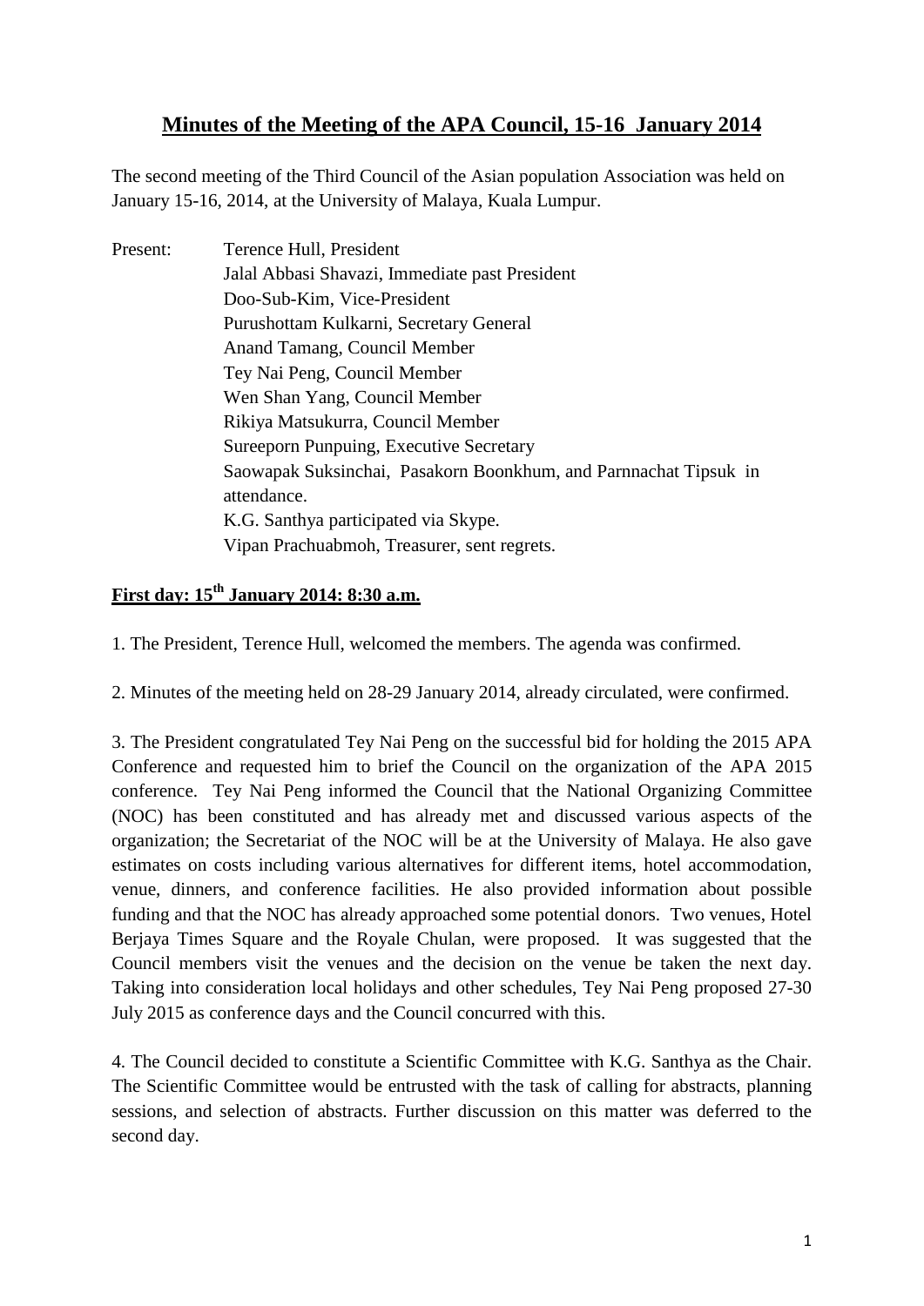# Minutes of the Meeting of the APA Council, 15-16 January 2014

The second meeting of the Third Council of the Asian population Association was held on January 15-16, 2014, at the University of Malaya, Kuala Lumpur.

Present:
Terence Hull, President
Jalal Abbasi Shavazi, Immediate past President
Doo-Sub-Kim, Vice-President
Purushottam Kulkarni, Secretary General
Anand Tamang, Council Member
Tey Nai Peng, Council Member
Wen Shan Yang, Council Member
Rikiya Matsukurra, Council Member
Sureeporn Punpuing, Executive Secretary
Saowapak Suksinchai, Pasakorn Boonkhum, and Parnnachat Tipsuk in attendance.
K.G. Santhya participated via Skype.
Vipan Prachuabmoh, Treasurer, sent regrets.

## First day: 15th January 2014: 8:30 a.m.

1. The President, Terence Hull, welcomed the members. The agenda was confirmed.

2. Minutes of the meeting held on 28-29 January 2014, already circulated, were confirmed.

3. The President congratulated Tey Nai Peng on the successful bid for holding the 2015 APA Conference and requested him to brief the Council on the organization of the APA 2015 conference. Tey Nai Peng informed the Council that the National Organizing Committee (NOC) has been constituted and has already met and discussed various aspects of the organization; the Secretariat of the NOC will be at the University of Malaya. He also gave estimates on costs including various alternatives for different items, hotel accommodation, venue, dinners, and conference facilities. He also provided information about possible funding and that the NOC has already approached some potential donors. Two venues, Hotel Berjaya Times Square and the Royale Chulan, were proposed. It was suggested that the Council members visit the venues and the decision on the venue be taken the next day. Taking into consideration local holidays and other schedules, Tey Nai Peng proposed 27-30 July 2015 as conference days and the Council concurred with this.

4. The Council decided to constitute a Scientific Committee with K.G. Santhya as the Chair. The Scientific Committee would be entrusted with the task of calling for abstracts, planning sessions, and selection of abstracts. Further discussion on this matter was deferred to the second day.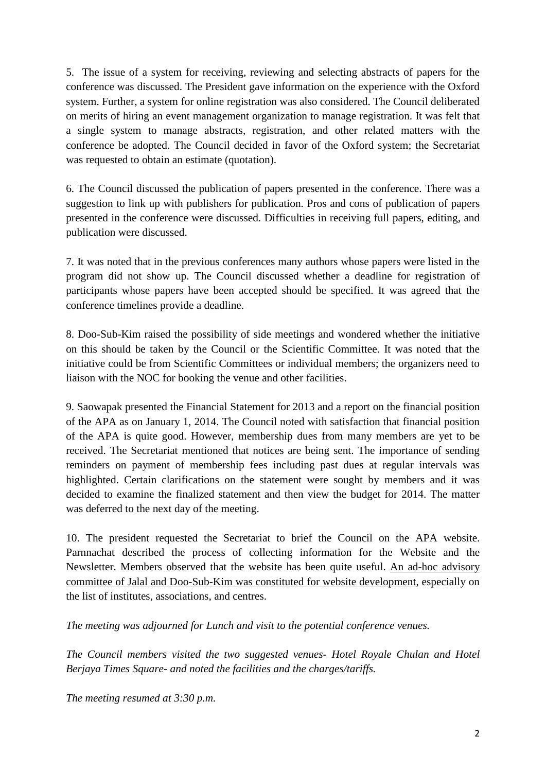5. The issue of a system for receiving, reviewing and selecting abstracts of papers for the conference was discussed. The President gave information on the experience with the Oxford system. Further, a system for online registration was also considered. The Council deliberated on merits of hiring an event management organization to manage registration. It was felt that a single system to manage abstracts, registration, and other related matters with the conference be adopted. The Council decided in favor of the Oxford system; the Secretariat was requested to obtain an estimate (quotation).

6. The Council discussed the publication of papers presented in the conference. There was a suggestion to link up with publishers for publication. Pros and cons of publication of papers presented in the conference were discussed. Difficulties in receiving full papers, editing, and publication were discussed.

7. It was noted that in the previous conferences many authors whose papers were listed in the program did not show up. The Council discussed whether a deadline for registration of participants whose papers have been accepted should be specified. It was agreed that the conference timelines provide a deadline.

8. Doo-Sub-Kim raised the possibility of side meetings and wondered whether the initiative on this should be taken by the Council or the Scientific Committee. It was noted that the initiative could be from Scientific Committees or individual members; the organizers need to liaison with the NOC for booking the venue and other facilities.

9. Saowapak presented the Financial Statement for 2013 and a report on the financial position of the APA as on January 1, 2014. The Council noted with satisfaction that financial position of the APA is quite good. However, membership dues from many members are yet to be received. The Secretariat mentioned that notices are being sent. The importance of sending reminders on payment of membership fees including past dues at regular intervals was highlighted. Certain clarifications on the statement were sought by members and it was decided to examine the finalized statement and then view the budget for 2014. The matter was deferred to the next day of the meeting.

10. The president requested the Secretariat to brief the Council on the APA website. Parnnachat described the process of collecting information for the Website and the Newsletter. Members observed that the website has been quite useful. <u>An ad-hoc advisory committee of Jalal and Doo-Sub-Kim was constituted for website development</u>, especially on the list of institutes, associations, and centres.

*The meeting was adjourned for Lunch and visit to the potential conference venues.*

*The Council members visited the two suggested venues- Hotel Royale Chulan and Hotel Berjaya Times Square- and noted the facilities and the charges/tariffs.*

*The meeting resumed at 3:30 p.m.*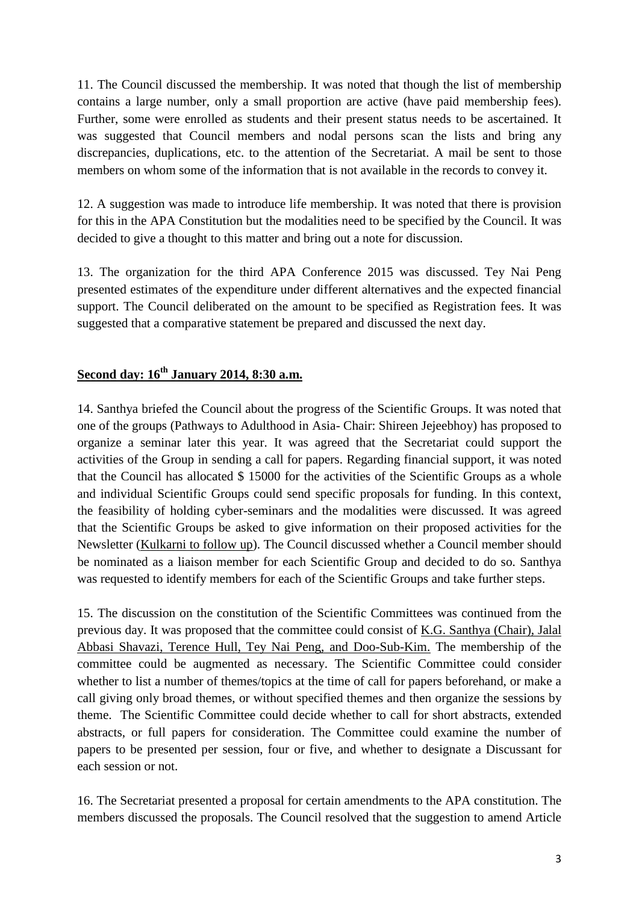11. The Council discussed the membership. It was noted that though the list of membership contains a large number, only a small proportion are active (have paid membership fees). Further, some were enrolled as students and their present status needs to be ascertained. It was suggested that Council members and nodal persons scan the lists and bring any discrepancies, duplications, etc. to the attention of the Secretariat. A mail be sent to those members on whom some of the information that is not available in the records to convey it.

12. A suggestion was made to introduce life membership. It was noted that there is provision for this in the APA Constitution but the modalities need to be specified by the Council. It was decided to give a thought to this matter and bring out a note for discussion.

13. The organization for the third APA Conference 2015 was discussed. Tey Nai Peng presented estimates of the expenditure under different alternatives and the expected financial support. The Council deliberated on the amount to be specified as Registration fees. It was suggested that a comparative statement be prepared and discussed the next day.

## <u>Second day: 16th January 2014, 8:30 a.m.</u>

14. Santhya briefed the Council about the progress of the Scientific Groups. It was noted that one of the groups (Pathways to Adulthood in Asia- Chair: Shireen Jejeebhoy) has proposed to organize a seminar later this year. It was agreed that the Secretariat could support the activities of the Group in sending a call for papers. Regarding financial support, it was noted that the Council has allocated $ 15000 for the activities of the Scientific Groups as a whole and individual Scientific Groups could send specific proposals for funding. In this context, the feasibility of holding cyber-seminars and the modalities were discussed. It was agreed that the Scientific Groups be asked to give information on their proposed activities for the Newsletter (<u>Kulkarni to follow up</u>). The Council discussed whether a Council member should be nominated as a liaison member for each Scientific Group and decided to do so. Santhya was requested to identify members for each of the Scientific Groups and take further steps.

15. The discussion on the constitution of the Scientific Committees was continued from the previous day. It was proposed that the committee could consist of <u>K.G. Santhya (Chair), Jalal Abbasi Shavazi, Terence Hull, Tey Nai Peng, and Doo-Sub-Kim.</u> The membership of the committee could be augmented as necessary. The Scientific Committee could consider whether to list a number of themes/topics at the time of call for papers beforehand, or make a call giving only broad themes, or without specified themes and then organize the sessions by theme. The Scientific Committee could decide whether to call for short abstracts, extended abstracts, or full papers for consideration. The Committee could examine the number of papers to be presented per session, four or five, and whether to designate a Discussant for each session or not.

16. The Secretariat presented a proposal for certain amendments to the APA constitution. The members discussed the proposals. The Council resolved that the suggestion to amend Article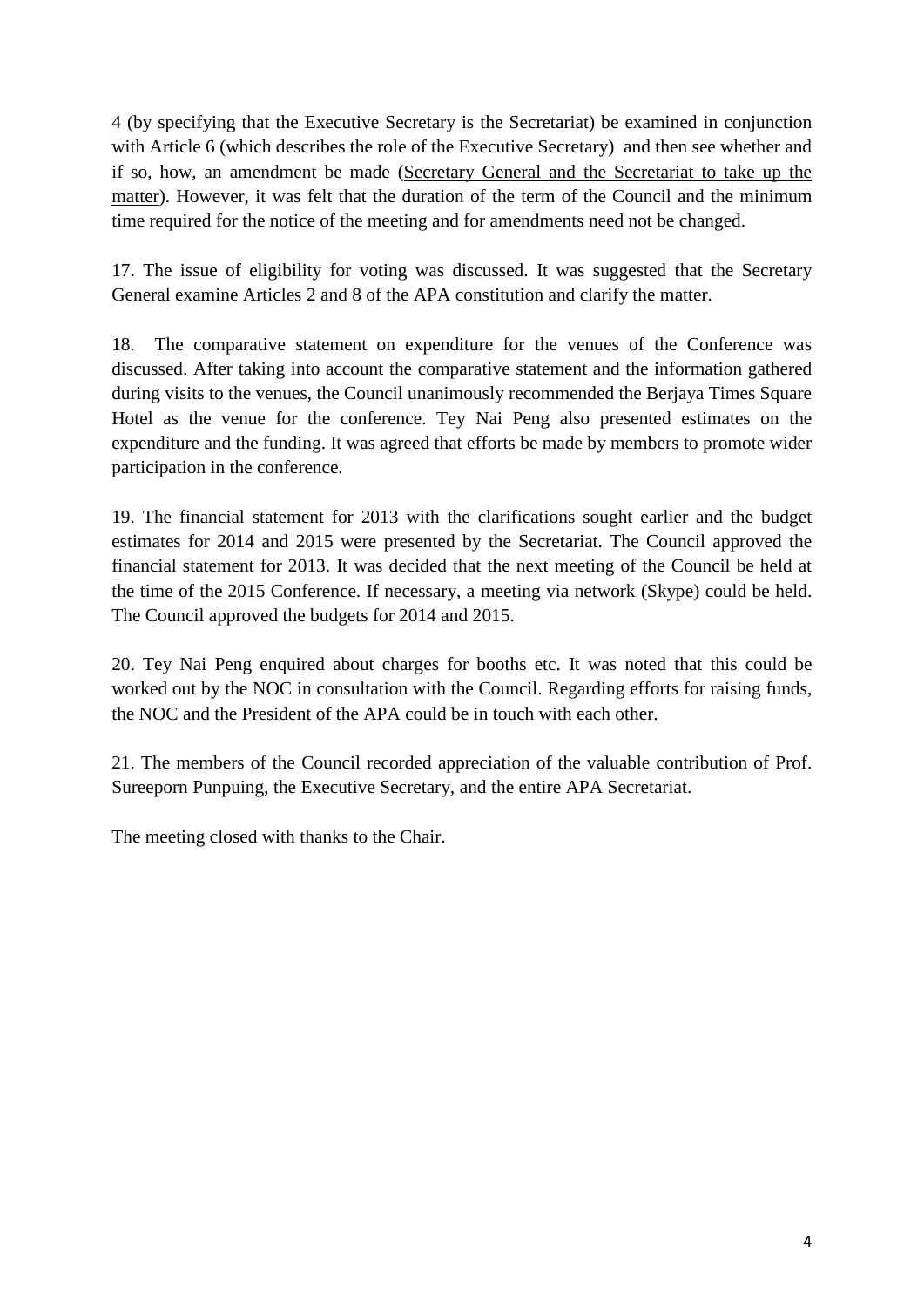4 (by specifying that the Executive Secretary is the Secretariat) be examined in conjunction with Article 6 (which describes the role of the Executive Secretary) and then see whether and if so, how, an amendment be made (<u>Secretary General and the Secretariat to take up the matter</u>). However, it was felt that the duration of the term of the Council and the minimum time required for the notice of the meeting and for amendments need not be changed.

17. The issue of eligibility for voting was discussed. It was suggested that the Secretary General examine Articles 2 and 8 of the APA constitution and clarify the matter.

18. The comparative statement on expenditure for the venues of the Conference was discussed. After taking into account the comparative statement and the information gathered during visits to the venues, the Council unanimously recommended the Berjaya Times Square Hotel as the venue for the conference. Tey Nai Peng also presented estimates on the expenditure and the funding. It was agreed that efforts be made by members to promote wider participation in the conference.

19. The financial statement for 2013 with the clarifications sought earlier and the budget estimates for 2014 and 2015 were presented by the Secretariat. The Council approved the financial statement for 2013. It was decided that the next meeting of the Council be held at the time of the 2015 Conference. If necessary, a meeting via network (Skype) could be held. The Council approved the budgets for 2014 and 2015.

20. Tey Nai Peng enquired about charges for booths etc. It was noted that this could be worked out by the NOC in consultation with the Council. Regarding efforts for raising funds, the NOC and the President of the APA could be in touch with each other.

21. The members of the Council recorded appreciation of the valuable contribution of Prof. Sureeporn Punpuing, the Executive Secretary, and the entire APA Secretariat.

The meeting closed with thanks to the Chair.